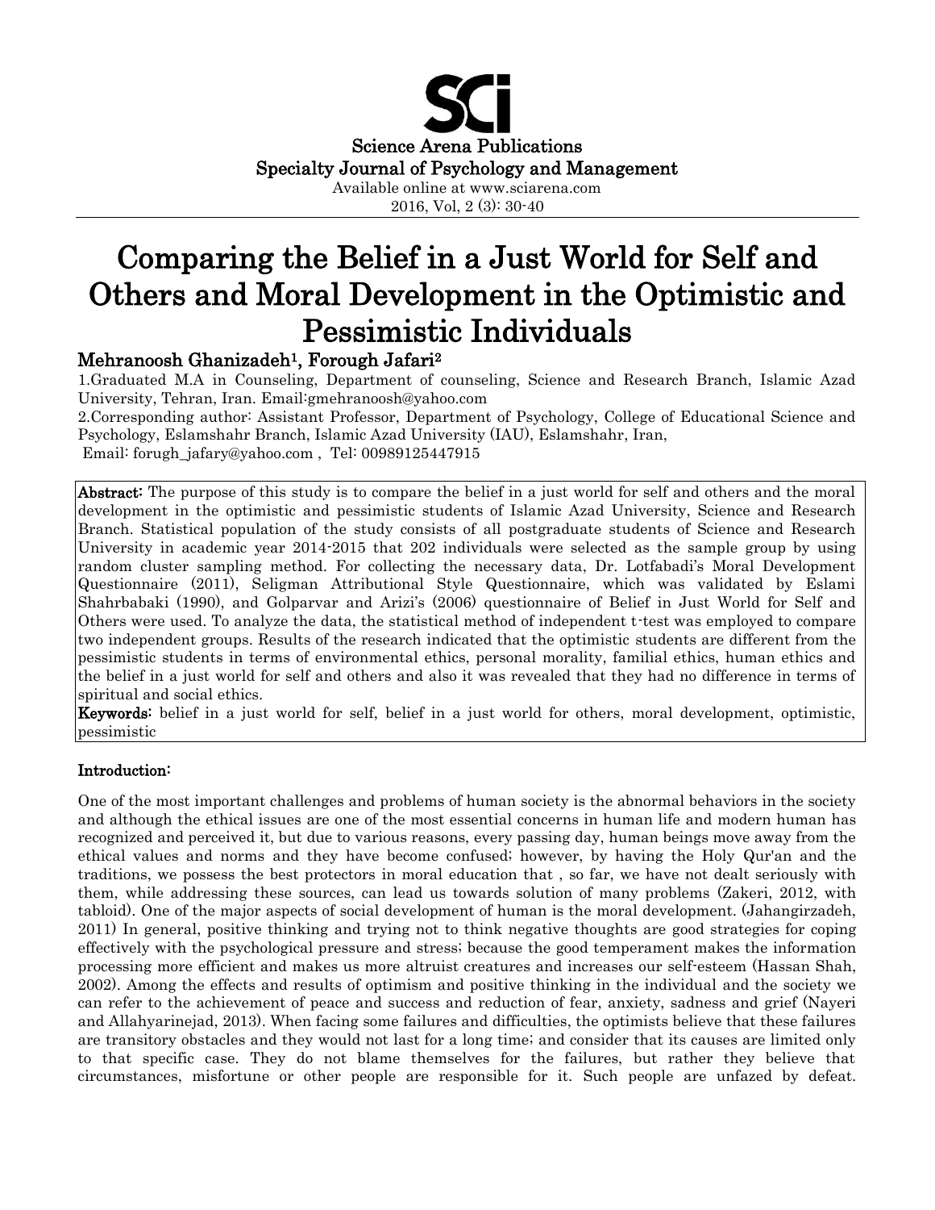Science Arena Publications

Specialty Journal of Psychology and Management

Available online at www.sciarena.com

2016, Vol, 2 (3): 30-40

# Comparing the Belief in a Just World for Self and Others and Moral Development in the Optimistic and Pessimistic Individuals

**Mehranoosh Ghanizadeh[1], Forough Jafari[2]**

1.Graduated M.A in Counseling, Department of counseling, Science and Research Branch, Islamic Azad University, Tehran, Iran. Email:gmehranoosh@yahoo.com

2.Corresponding author: Assistant Professor, Department of Psychology, College of Educational Science and Psychology, Eslamshahr Branch, Islamic Azad University (IAU), Eslamshahr, Iran,
Email: forugh_jafary@yahoo.com , Tel: 00989125447915

**Abstract:** The purpose of this study is to compare the belief in a just world for self and others and the moral development in the optimistic and pessimistic students of Islamic Azad University, Science and Research Branch. Statistical population of the study consists of all postgraduate students of Science and Research University in academic year 2014-2015 that 202 individuals were selected as the sample group by using random cluster sampling method. For collecting the necessary data, Dr. Lotfabadi's Moral Development Questionnaire (2011), Seligman Attributional Style Questionnaire, which was validated by Eslami Shahrbabaki (1990), and Golparvar and Arizi's (2006) questionnaire of Belief in Just World for Self and Others were used. To analyze the data, the statistical method of independent t-test was employed to compare two independent groups. Results of the research indicated that the optimistic students are different from the pessimistic students in terms of environmental ethics, personal morality, familial ethics, human ethics and the belief in a just world for self and others and also it was revealed that they had no difference in terms of spiritual and social ethics.

**Keywords:** belief in a just world for self, belief in a just world for others, moral development, optimistic, pessimistic

## Introduction:

One of the most important challenges and problems of human society is the abnormal behaviors in the society and although the ethical issues are one of the most essential concerns in human life and modern human has recognized and perceived it, but due to various reasons, every passing day, human beings move away from the ethical values and norms and they have become confused; however, by having the Holy Qur'an and the traditions, we possess the best protectors in moral education that , so far, we have not dealt seriously with them, while addressing these sources, can lead us towards solution of many problems (Zakeri, 2012, with tabloid). One of the major aspects of social development of human is the moral development. (Jahangirzadeh, 2011) In general, positive thinking and trying not to think negative thoughts are good strategies for coping effectively with the psychological pressure and stress; because the good temperament makes the information processing more efficient and makes us more altruist creatures and increases our self-esteem (Hassan Shah, 2002). Among the effects and results of optimism and positive thinking in the individual and the society we can refer to the achievement of peace and success and reduction of fear, anxiety, sadness and grief (Nayeri and Allahyarinejad, 2013). When facing some failures and difficulties, the optimists believe that these failures are transitory obstacles and they would not last for a long time; and consider that its causes are limited only to that specific case. They do not blame themselves for the failures, but rather they believe that circumstances, misfortune or other people are responsible for it. Such people are unfazed by defeat.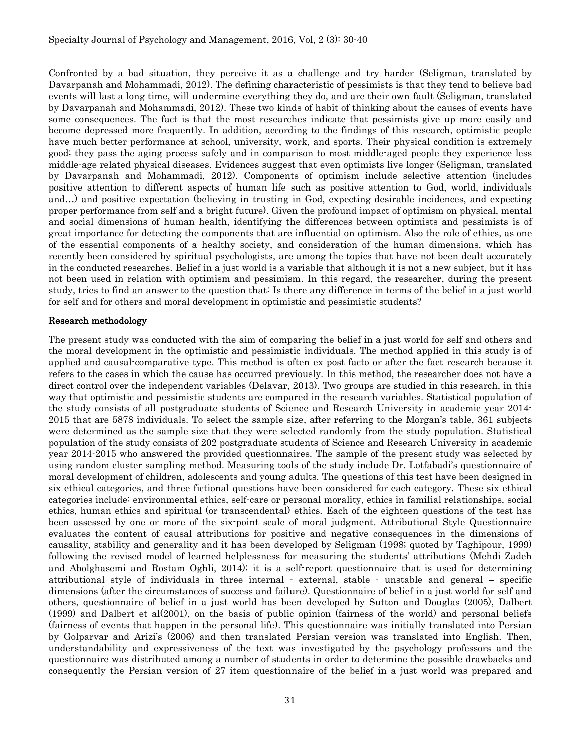Confronted by a bad situation, they perceive it as a challenge and try harder (Seligman, translated by Davarpanah and Mohammadi, 2012). The defining characteristic of pessimists is that they tend to believe bad events will last a long time, will undermine everything they do, and are their own fault (Seligman, translated by Davarpanah and Mohammadi, 2012). These two kinds of habit of thinking about the causes of events have some consequences. The fact is that the most researches indicate that pessimists give up more easily and become depressed more frequently. In addition, according to the findings of this research, optimistic people have much better performance at school, university, work, and sports. Their physical condition is extremely good; they pass the aging process safely and in comparison to most middle-aged people they experience less middle-age related physical diseases. Evidences suggest that even optimists live longer (Seligman, translated by Davarpanah and Mohammadi, 2012). Components of optimism include selective attention (includes positive attention to different aspects of human life such as positive attention to God, world, individuals and…) and positive expectation (believing in trusting in God, expecting desirable incidences, and expecting proper performance from self and a bright future). Given the profound impact of optimism on physical, mental and social dimensions of human health, identifying the differences between optimists and pessimists is of great importance for detecting the components that are influential on optimism. Also the role of ethics, as one of the essential components of a healthy society, and consideration of the human dimensions, which has recently been considered by spiritual psychologists, are among the topics that have not been dealt accurately in the conducted researches. Belief in a just world is a variable that although it is not a new subject, but it has not been used in relation with optimism and pessimism. In this regard, the researcher, during the present study, tries to find an answer to the question that: Is there any difference in terms of the belief in a just world for self and for others and moral development in optimistic and pessimistic students?

## Research methodology

The present study was conducted with the aim of comparing the belief in a just world for self and others and the moral development in the optimistic and pessimistic individuals. The method applied in this study is of applied and causal-comparative type. This method is often ex post facto or after the fact research because it refers to the cases in which the cause has occurred previously. In this method, the researcher does not have a direct control over the independent variables (Delavar, 2013). Two groups are studied in this research, in this way that optimistic and pessimistic students are compared in the research variables. Statistical population of the study consists of all postgraduate students of Science and Research University in academic year 2014-2015 that are 5878 individuals. To select the sample size, after referring to the Morgan's table, 361 subjects were determined as the sample size that they were selected randomly from the study population. Statistical population of the study consists of 202 postgraduate students of Science and Research University in academic year 2014-2015 who answered the provided questionnaires. The sample of the present study was selected by using random cluster sampling method. Measuring tools of the study include Dr. Lotfabadi's questionnaire of moral development of children, adolescents and young adults. The questions of this test have been designed in six ethical categories, and three fictional questions have been considered for each category. These six ethical categories include: environmental ethics, self-care or personal morality, ethics in familial relationships, social ethics, human ethics and spiritual (or transcendental) ethics. Each of the eighteen questions of the test has been assessed by one or more of the six-point scale of moral judgment. Attributional Style Questionnaire evaluates the content of causal attributions for positive and negative consequences in the dimensions of causality, stability and generality and it has been developed by Seligman (1998; quoted by Taghipour, 1999) following the revised model of learned helplessness for measuring the students' attributions (Mehdi Zadeh and Abolghasemi and Rostam Oghli, 2014); it is a self-report questionnaire that is used for determining attributional style of individuals in three internal - external, stable - unstable and general – specific dimensions (after the circumstances of success and failure). Questionnaire of belief in a just world for self and others, questionnaire of belief in a just world has been developed by Sutton and Douglas (2005), Dalbert (1999) and Dalbert et al(2001), on the basis of public opinion (fairness of the world) and personal beliefs (fairness of events that happen in the personal life). This questionnaire was initially translated into Persian by Golparvar and Arizi's (2006) and then translated Persian version was translated into English. Then, understandability and expressiveness of the text was investigated by the psychology professors and the questionnaire was distributed among a number of students in order to determine the possible drawbacks and consequently the Persian version of 27 item questionnaire of the belief in a just world was prepared and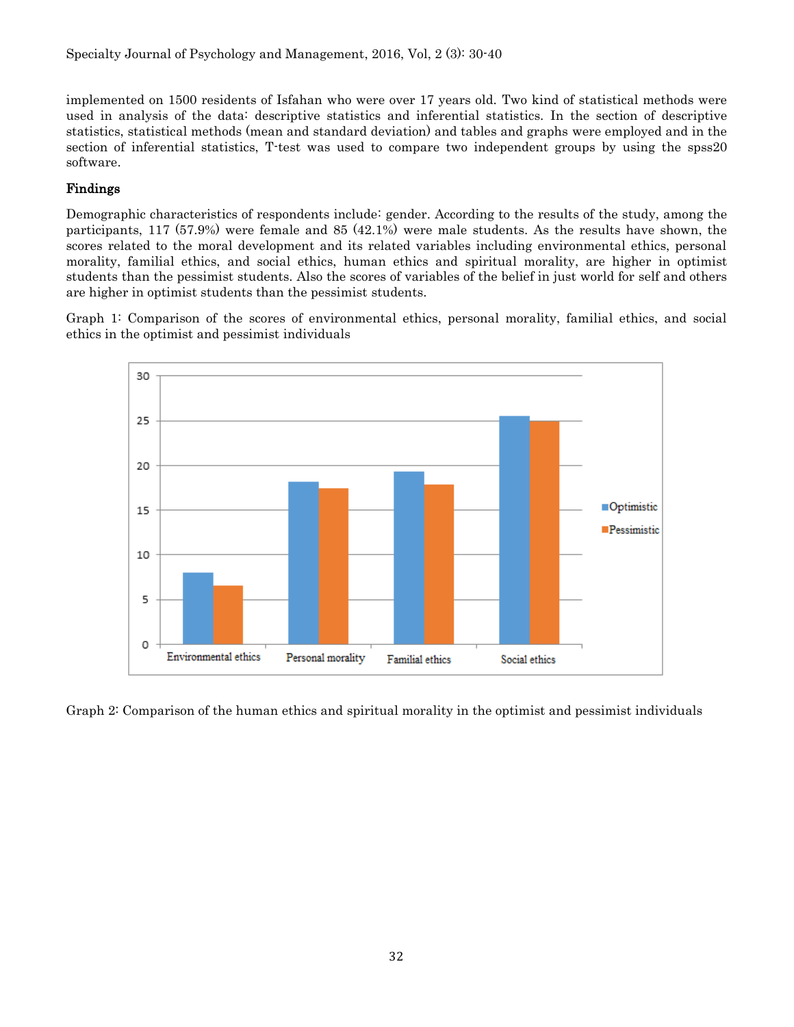implemented on 1500 residents of Isfahan who were over 17 years old. Two kind of statistical methods were used in analysis of the data: descriptive statistics and inferential statistics. In the section of descriptive statistics, statistical methods (mean and standard deviation) and tables and graphs were employed and in the section of inferential statistics, T-test was used to compare two independent groups by using the spss20 software.

## Findings

Demographic characteristics of respondents include: gender. According to the results of the study, among the participants, 117 (57.9%) were female and 85 (42.1%) were male students. As the results have shown, the scores related to the moral development and its related variables including environmental ethics, personal morality, familial ethics, and social ethics, human ethics and spiritual morality, are higher in optimist students than the pessimist students. Also the scores of variables of the belief in just world for self and others are higher in optimist students than the pessimist students.

Graph 1: Comparison of the scores of environmental ethics, personal morality, familial ethics, and social ethics in the optimist and pessimist individuals

Graph 2: Comparison of the human ethics and spiritual morality in the optimist and pessimist individuals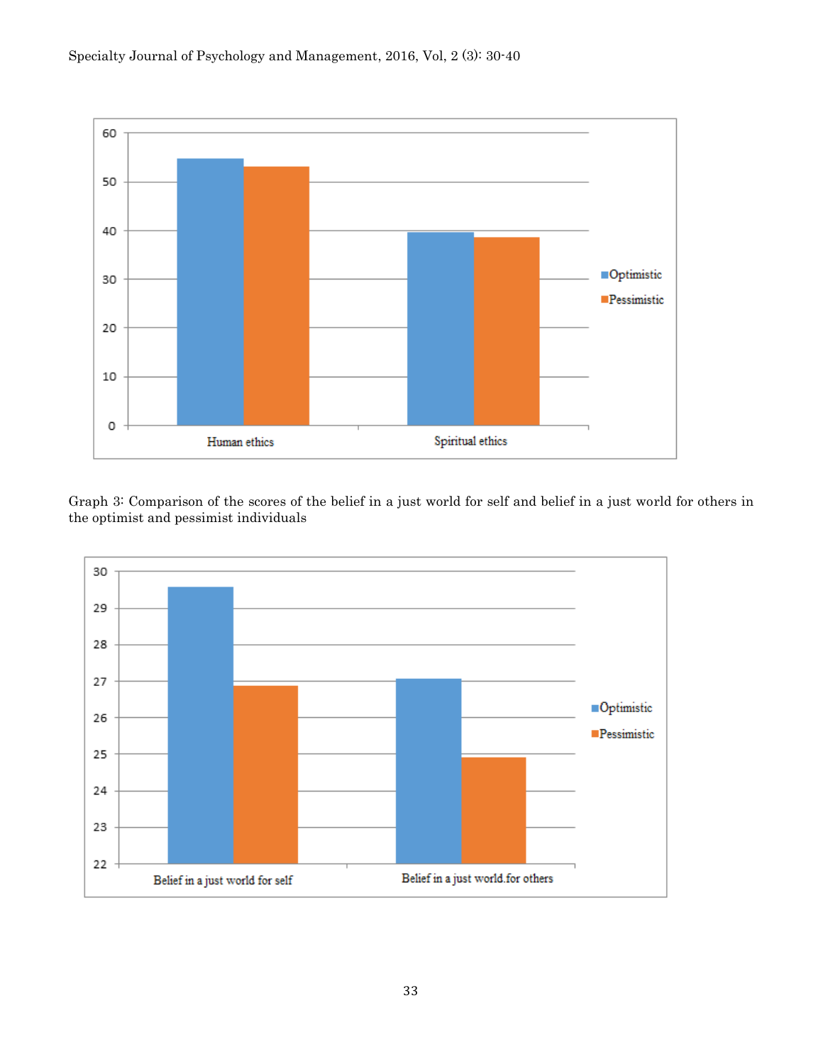Graph 3: Comparison of the scores of the belief in a just world for self and belief in a just world for others in the optimist and pessimist individuals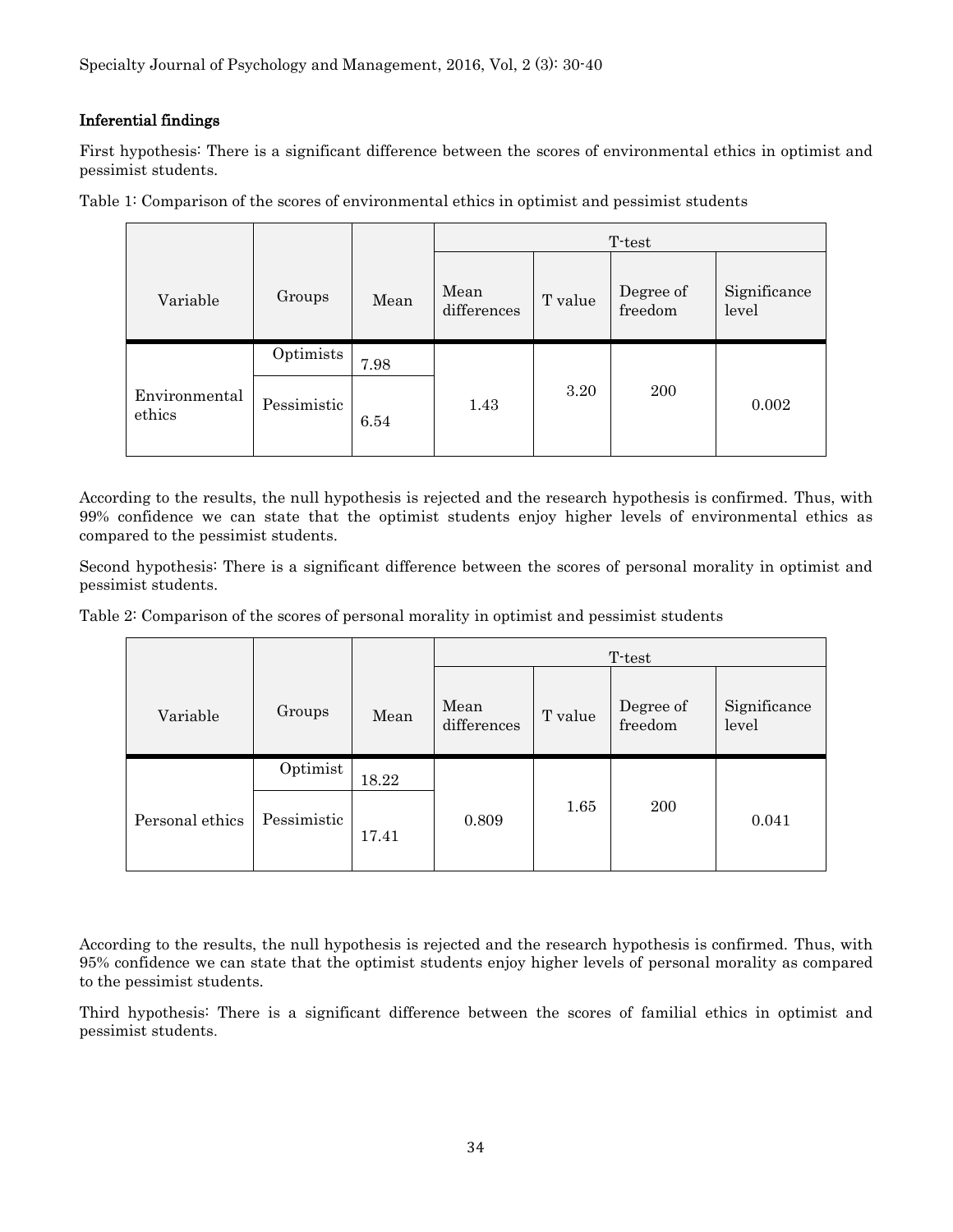### Inferential findings

First hypothesis: There is a significant difference between the scores of environmental ethics in optimist and pessimist students.

Table 1: Comparison of the scores of environmental ethics in optimist and pessimist students

| Variable | Groups | Mean | T-test | | | |
|---|---|---|---|---|---|---|
| | | | Mean differences | T value | Degree of freedom | Significance level |
| Environmental ethics | Optimists | 7.98 | 1.43 | 3.20 | 200 | 0.002 |
| | Pessimistic | 6.54 | | | | |

According to the results, the null hypothesis is rejected and the research hypothesis is confirmed. Thus, with 99% confidence we can state that the optimist students enjoy higher levels of environmental ethics as compared to the pessimist students.

Second hypothesis: There is a significant difference between the scores of personal morality in optimist and pessimist students.

Table 2: Comparison of the scores of personal morality in optimist and pessimist students

| Variable | Groups | Mean | T-test | | | |
|---|---|---|---|---|---|---|
| | | | Mean differences | T value | Degree of freedom | Significance level |
| Personal ethics | Optimist | 18.22 | 0.809 | 1.65 | 200 | 0.041 |
| | Pessimistic | 17.41 | | | | |

According to the results, the null hypothesis is rejected and the research hypothesis is confirmed. Thus, with 95% confidence we can state that the optimist students enjoy higher levels of personal morality as compared to the pessimist students.

Third hypothesis: There is a significant difference between the scores of familial ethics in optimist and pessimist students.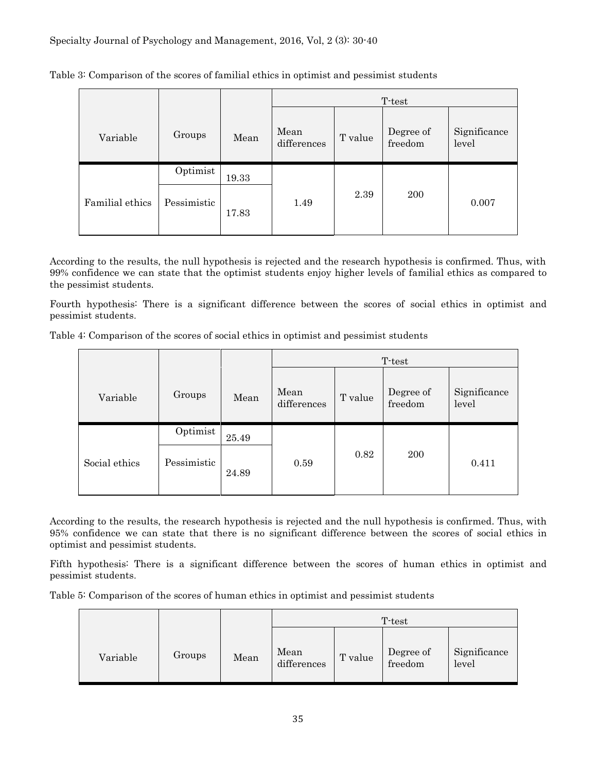Table 3: Comparison of the scores of familial ethics in optimist and pessimist students

| Variable | Groups | Mean | T-test | | | |
|---|---|---|---|---|---|---|
| | | | Mean differences | T value | Degree of freedom | Significance level |
| Familial ethics | Optimist | 19.33 | 1.49 | 2.39 | 200 | 0.007 |
| | Pessimistic | 17.83 | | | | |

According to the results, the null hypothesis is rejected and the research hypothesis is confirmed. Thus, with 99% confidence we can state that the optimist students enjoy higher levels of familial ethics as compared to the pessimist students.

Fourth hypothesis: There is a significant difference between the scores of social ethics in optimist and pessimist students.

Table 4: Comparison of the scores of social ethics in optimist and pessimist students

| Variable | Groups | Mean | T-test | | | |
|---|---|---|---|---|---|---|
| | | | Mean differences | T value | Degree of freedom | Significance level |
| Social ethics | Optimist | 25.49 | 0.59 | 0.82 | 200 | 0.411 |
| | Pessimistic | 24.89 | | | | |

According to the results, the research hypothesis is rejected and the null hypothesis is confirmed. Thus, with 95% confidence we can state that there is no significant difference between the scores of social ethics in optimist and pessimist students.

Fifth hypothesis: There is a significant difference between the scores of human ethics in optimist and pessimist students.

Table 5: Comparison of the scores of human ethics in optimist and pessimist students

| Variable | Groups | Mean | T-test | | | |
|---|---|---|---|---|---|---|
| | | | Mean differences | T value | Degree of freedom | Significance level |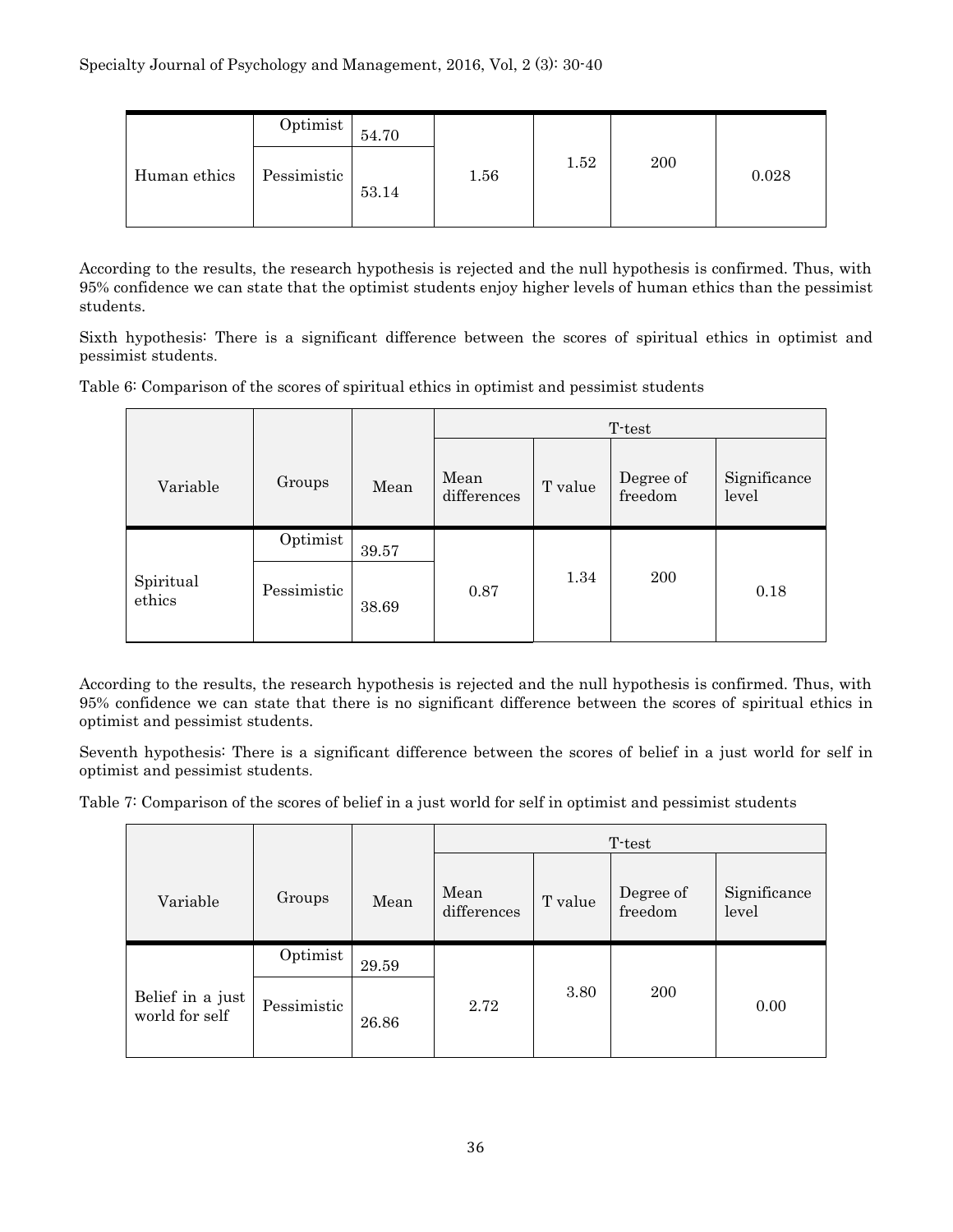| | | | | | | |
|---|---|---|---|---|---|---|
| Human ethics | Optimist | 54.70 | 1.56 | 1.52 | 200 | 0.028 |
| | Pessimistic | 53.14 | | | | |

According to the results, the research hypothesis is rejected and the null hypothesis is confirmed. Thus, with 95% confidence we can state that the optimist students enjoy higher levels of human ethics than the pessimist students.

Sixth hypothesis: There is a significant difference between the scores of spiritual ethics in optimist and pessimist students.

Table 6: Comparison of the scores of spiritual ethics in optimist and pessimist students

| | | | T-test | | | |
|---|---|---|---|---|---|---|
| Variable | Groups | Mean | Mean differences | T value | Degree of freedom | Significance level |
| Spiritual ethics | Optimist | 39.57 | 0.87 | 1.34 | 200 | 0.18 |
| | Pessimistic | 38.69 | | | | |

According to the results, the research hypothesis is rejected and the null hypothesis is confirmed. Thus, with 95% confidence we can state that there is no significant difference between the scores of spiritual ethics in optimist and pessimist students.

Seventh hypothesis: There is a significant difference between the scores of belief in a just world for self in optimist and pessimist students.

Table 7: Comparison of the scores of belief in a just world for self in optimist and pessimist students

| | | | T-test | | | |
|---|---|---|---|---|---|---|
| Variable | Groups | Mean | Mean differences | T value | Degree of freedom | Significance level |
| Belief in a just world for self | Optimist | 29.59 | 2.72 | 3.80 | 200 | 0.00 |
| | Pessimistic | 26.86 | | | | |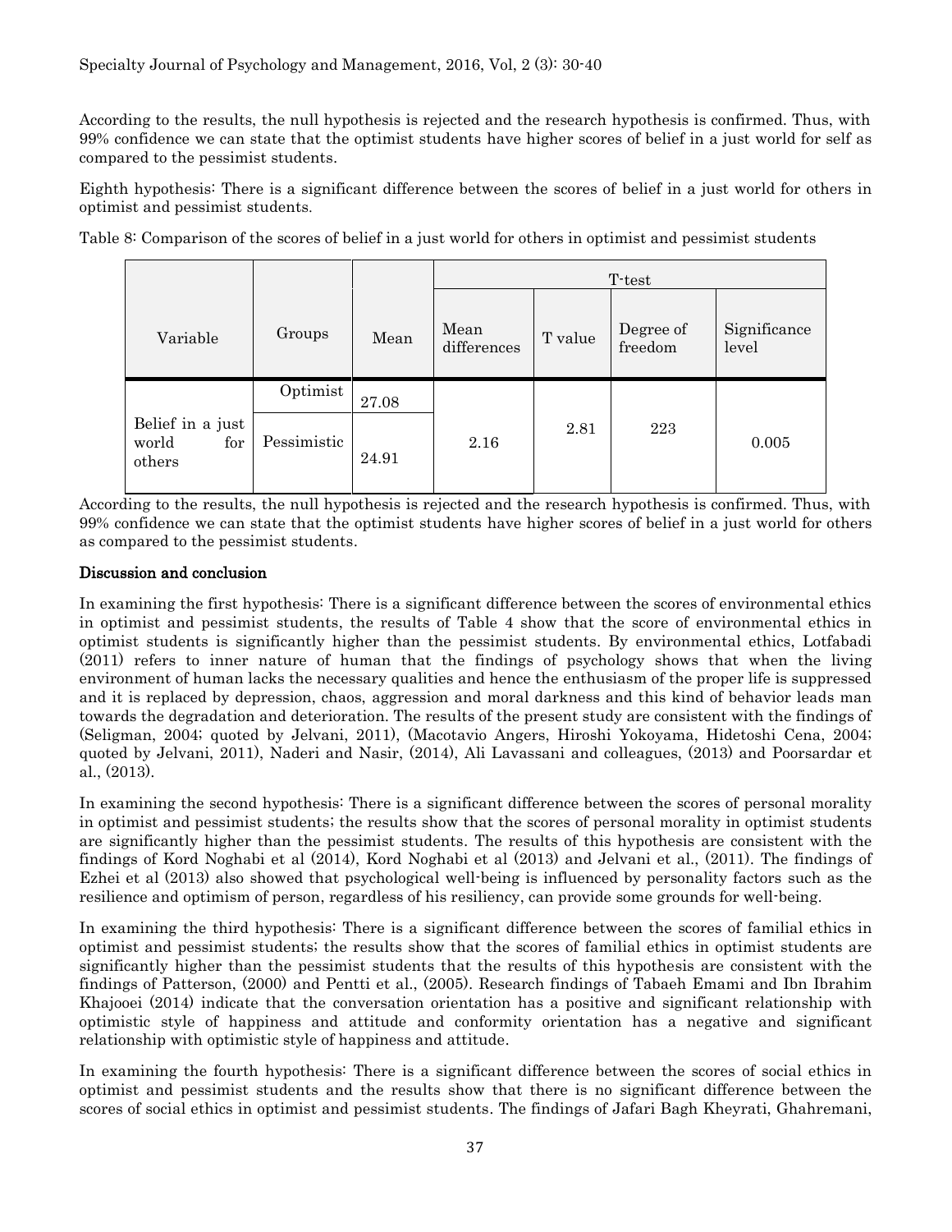According to the results, the null hypothesis is rejected and the research hypothesis is confirmed. Thus, with 99% confidence we can state that the optimist students have higher scores of belief in a just world for self as compared to the pessimist students.

Eighth hypothesis: There is a significant difference between the scores of belief in a just world for others in optimist and pessimist students.

Table 8: Comparison of the scores of belief in a just world for others in optimist and pessimist students

| Variable | Groups | Mean | T-test | | | |
|---|---|---|---|---|---|---|
| | | | Mean differences | T value | Degree of freedom | Significance level |
| Belief in a just world for others | Optimist | 27.08 | 2.16 | 2.81 | 223 | 0.005 |
| | Pessimistic | 24.91 | | | | |

According to the results, the null hypothesis is rejected and the research hypothesis is confirmed. Thus, with 99% confidence we can state that the optimist students have higher scores of belief in a just world for others as compared to the pessimist students.

## Discussion and conclusion

In examining the first hypothesis: There is a significant difference between the scores of environmental ethics in optimist and pessimist students, the results of Table 4 show that the score of environmental ethics in optimist students is significantly higher than the pessimist students. By environmental ethics, Lotfabadi (2011) refers to inner nature of human that the findings of psychology shows that when the living environment of human lacks the necessary qualities and hence the enthusiasm of the proper life is suppressed and it is replaced by depression, chaos, aggression and moral darkness and this kind of behavior leads man towards the degradation and deterioration. The results of the present study are consistent with the findings of (Seligman, 2004; quoted by Jelvani, 2011), (Macotavio Angers, Hiroshi Yokoyama, Hidetoshi Cena, 2004; quoted by Jelvani, 2011), Naderi and Nasir, (2014), Ali Lavassani and colleagues, (2013) and Poorsardar et al., (2013).

In examining the second hypothesis: There is a significant difference between the scores of personal morality in optimist and pessimist students; the results show that the scores of personal morality in optimist students are significantly higher than the pessimist students. The results of this hypothesis are consistent with the findings of Kord Noghabi et al (2014), Kord Noghabi et al (2013) and Jelvani et al., (2011). The findings of Ezhei et al (2013) also showed that psychological well-being is influenced by personality factors such as the resilience and optimism of person, regardless of his resiliency, can provide some grounds for well-being.

In examining the third hypothesis: There is a significant difference between the scores of familial ethics in optimist and pessimist students; the results show that the scores of familial ethics in optimist students are significantly higher than the pessimist students that the results of this hypothesis are consistent with the findings of Patterson, (2000) and Pentti et al., (2005). Research findings of Tabaeh Emami and Ibn Ibrahim Khajooei (2014) indicate that the conversation orientation has a positive and significant relationship with optimistic style of happiness and attitude and conformity orientation has a negative and significant relationship with optimistic style of happiness and attitude.

In examining the fourth hypothesis: There is a significant difference between the scores of social ethics in optimist and pessimist students and the results show that there is no significant difference between the scores of social ethics in optimist and pessimist students. The findings of Jafari Bagh Kheyrati, Ghahremani,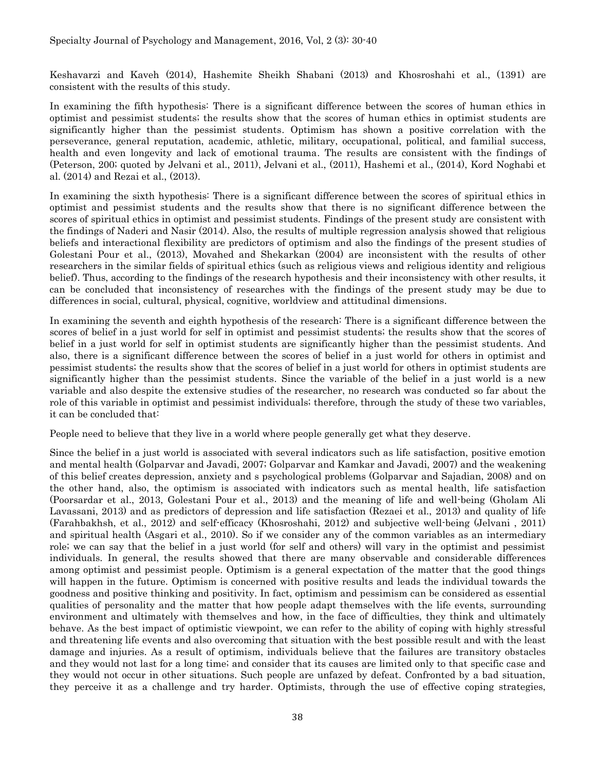Keshavarzi and Kaveh (2014), Hashemite Sheikh Shabani (2013) and Khosroshahi et al., (1391) are consistent with the results of this study.

In examining the fifth hypothesis: There is a significant difference between the scores of human ethics in optimist and pessimist students; the results show that the scores of human ethics in optimist students are significantly higher than the pessimist students. Optimism has shown a positive correlation with the perseverance, general reputation, academic, athletic, military, occupational, political, and familial success, health and even longevity and lack of emotional trauma. The results are consistent with the findings of (Peterson, 200; quoted by Jelvani et al., 2011), Jelvani et al., (2011), Hashemi et al., (2014), Kord Noghabi et al. (2014) and Rezai et al., (2013).

In examining the sixth hypothesis: There is a significant difference between the scores of spiritual ethics in optimist and pessimist students and the results show that there is no significant difference between the scores of spiritual ethics in optimist and pessimist students. Findings of the present study are consistent with the findings of Naderi and Nasir (2014). Also, the results of multiple regression analysis showed that religious beliefs and interactional flexibility are predictors of optimism and also the findings of the present studies of Golestani Pour et al., (2013), Movahed and Shekarkan (2004) are inconsistent with the results of other researchers in the similar fields of spiritual ethics (such as religious views and religious identity and religious belief). Thus, according to the findings of the research hypothesis and their inconsistency with other results, it can be concluded that inconsistency of researches with the findings of the present study may be due to differences in social, cultural, physical, cognitive, worldview and attitudinal dimensions.

In examining the seventh and eighth hypothesis of the research: There is a significant difference between the scores of belief in a just world for self in optimist and pessimist students; the results show that the scores of belief in a just world for self in optimist students are significantly higher than the pessimist students. And also, there is a significant difference between the scores of belief in a just world for others in optimist and pessimist students; the results show that the scores of belief in a just world for others in optimist students are significantly higher than the pessimist students. Since the variable of the belief in a just world is a new variable and also despite the extensive studies of the researcher, no research was conducted so far about the role of this variable in optimist and pessimist individuals; therefore, through the study of these two variables, it can be concluded that:

People need to believe that they live in a world where people generally get what they deserve.

Since the belief in a just world is associated with several indicators such as life satisfaction, positive emotion and mental health (Golparvar and Javadi, 2007; Golparvar and Kamkar and Javadi, 2007) and the weakening of this belief creates depression, anxiety and s psychological problems (Golparvar and Sajadian, 2008) and on the other hand, also, the optimism is associated with indicators such as mental health, life satisfaction (Poorsardar et al., 2013, Golestani Pour et al., 2013) and the meaning of life and well-being (Gholam Ali Lavassani, 2013) and as predictors of depression and life satisfaction (Rezaei et al., 2013) and quality of life (Farahbakhsh, et al., 2012) and self-efficacy (Khosroshahi, 2012) and subjective well-being (Jelvani , 2011) and spiritual health (Asgari et al., 2010). So if we consider any of the common variables as an intermediary role; we can say that the belief in a just world (for self and others) will vary in the optimist and pessimist individuals. In general, the results showed that there are many observable and considerable differences among optimist and pessimist people. Optimism is a general expectation of the matter that the good things will happen in the future. Optimism is concerned with positive results and leads the individual towards the goodness and positive thinking and positivity. In fact, optimism and pessimism can be considered as essential qualities of personality and the matter that how people adapt themselves with the life events, surrounding environment and ultimately with themselves and how, in the face of difficulties, they think and ultimately behave. As the best impact of optimistic viewpoint, we can refer to the ability of coping with highly stressful and threatening life events and also overcoming that situation with the best possible result and with the least damage and injuries. As a result of optimism, individuals believe that the failures are transitory obstacles and they would not last for a long time; and consider that its causes are limited only to that specific case and they would not occur in other situations. Such people are unfazed by defeat. Confronted by a bad situation, they perceive it as a challenge and try harder. Optimists, through the use of effective coping strategies,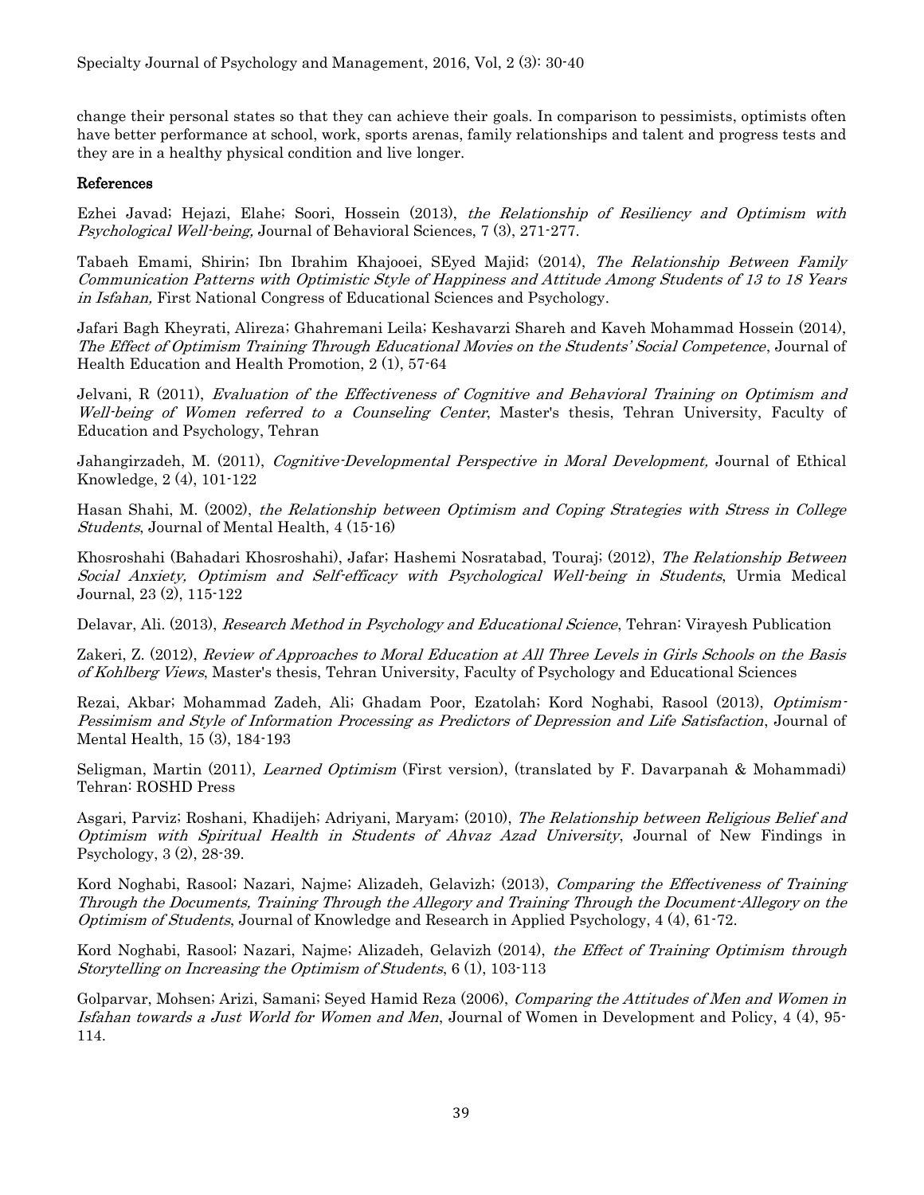change their personal states so that they can achieve their goals. In comparison to pessimists, optimists often have better performance at school, work, sports arenas, family relationships and talent and progress tests and they are in a healthy physical condition and live longer.

## References

Ezhei Javad; Hejazi, Elahe; Soori, Hossein (2013), *the Relationship of Resiliency and Optimism with Psychological Well-being,* Journal of Behavioral Sciences, 7 (3), 271-277.

Tabaeh Emami, Shirin; Ibn Ibrahim Khajooei, SEyed Majid; (2014), *The Relationship Between Family Communication Patterns with Optimistic Style of Happiness and Attitude Among Students of 13 to 18 Years in Isfahan,* First National Congress of Educational Sciences and Psychology.

Jafari Bagh Kheyrati, Alireza; Ghahremani Leila; Keshavarzi Shareh and Kaveh Mohammad Hossein (2014), *The Effect of Optimism Training Through Educational Movies on the Students' Social Competence*, Journal of Health Education and Health Promotion, 2 (1), 57-64

Jelvani, R (2011), *Evaluation of the Effectiveness of Cognitive and Behavioral Training on Optimism and Well-being of Women referred to a Counseling Center*, Master's thesis, Tehran University, Faculty of Education and Psychology, Tehran

Jahangirzadeh, M. (2011), *Cognitive-Developmental Perspective in Moral Development,* Journal of Ethical Knowledge, 2 (4), 101-122

Hasan Shahi, M. (2002), *the Relationship between Optimism and Coping Strategies with Stress in College Students*, Journal of Mental Health, 4 (15-16)

Khosroshahi (Bahadari Khosroshahi), Jafar; Hashemi Nosratabad, Touraj; (2012), *The Relationship Between Social Anxiety, Optimism and Self-efficacy with Psychological Well-being in Students*, Urmia Medical Journal, 23 (2), 115-122

Delavar, Ali. (2013), *Research Method in Psychology and Educational Science*, Tehran: Virayesh Publication

Zakeri, Z. (2012), *Review of Approaches to Moral Education at All Three Levels in Girls Schools on the Basis of Kohlberg Views*, Master's thesis, Tehran University, Faculty of Psychology and Educational Sciences

Rezai, Akbar; Mohammad Zadeh, Ali; Ghadam Poor, Ezatolah; Kord Noghabi, Rasool (2013), *Optimism-Pessimism and Style of Information Processing as Predictors of Depression and Life Satisfaction*, Journal of Mental Health, 15 (3), 184-193

Seligman, Martin (2011), *Learned Optimism* (First version), (translated by F. Davarpanah & Mohammadi) Tehran: ROSHD Press

Asgari, Parviz; Roshani, Khadijeh; Adriyani, Maryam; (2010), *The Relationship between Religious Belief and Optimism with Spiritual Health in Students of Ahvaz Azad University*, Journal of New Findings in Psychology, 3 (2), 28-39.

Kord Noghabi, Rasool; Nazari, Najme; Alizadeh, Gelavizh; (2013), *Comparing the Effectiveness of Training Through the Documents, Training Through the Allegory and Training Through the Document-Allegory on the Optimism of Students*, Journal of Knowledge and Research in Applied Psychology, 4 (4), 61-72.

Kord Noghabi, Rasool; Nazari, Najme; Alizadeh, Gelavizh (2014), *the Effect of Training Optimism through Storytelling on Increasing the Optimism of Students*, 6 (1), 103-113

Golparvar, Mohsen; Arizi, Samani; Seyed Hamid Reza (2006), *Comparing the Attitudes of Men and Women in Isfahan towards a Just World for Women and Men*, Journal of Women in Development and Policy, 4 (4), 95-114.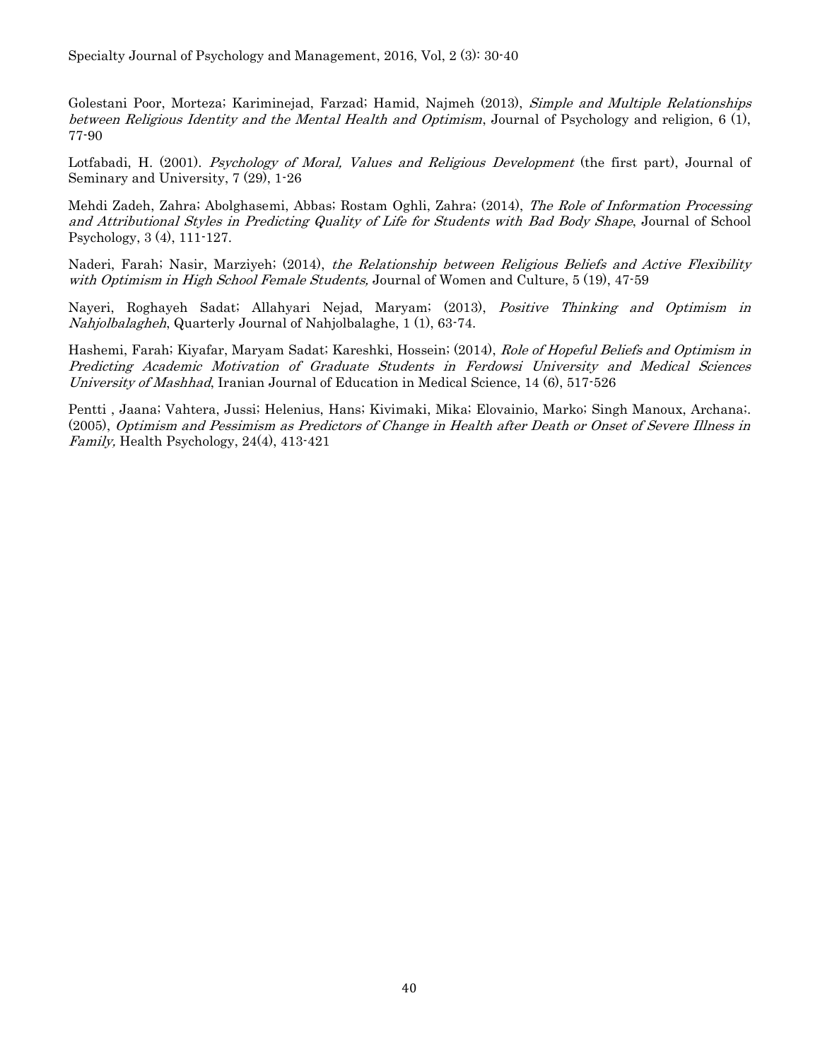Golestani Poor, Morteza; Kariminejad, Farzad; Hamid, Najmeh (2013), *Simple and Multiple Relationships between Religious Identity and the Mental Health and Optimism*, Journal of Psychology and religion, 6 (1), 77-90

Lotfabadi, H. (2001). *Psychology of Moral, Values and Religious Development* (the first part), Journal of Seminary and University, 7 (29), 1-26

Mehdi Zadeh, Zahra; Abolghasemi, Abbas; Rostam Oghli, Zahra; (2014), *The Role of Information Processing and Attributional Styles in Predicting Quality of Life for Students with Bad Body Shape*, Journal of School Psychology, 3 (4), 111-127.

Naderi, Farah; Nasir, Marziyeh; (2014), *the Relationship between Religious Beliefs and Active Flexibility with Optimism in High School Female Students,* Journal of Women and Culture, 5 (19), 47-59

Nayeri, Roghayeh Sadat; Allahyari Nejad, Maryam; (2013), *Positive Thinking and Optimism in Nahjolbalagheh*, Quarterly Journal of Nahjolbalaghe, 1 (1), 63-74.

Hashemi, Farah; Kiyafar, Maryam Sadat; Kareshki, Hossein; (2014), *Role of Hopeful Beliefs and Optimism in Predicting Academic Motivation of Graduate Students in Ferdowsi University and Medical Sciences University of Mashhad*, Iranian Journal of Education in Medical Science, 14 (6), 517-526

Pentti , Jaana; Vahtera, Jussi; Helenius, Hans; Kivimaki, Mika; Elovainio, Marko; Singh Manoux, Archana;. (2005), *Optimism and Pessimism as Predictors of Change in Health after Death or Onset of Severe Illness in Family,* Health Psychology, 24(4), 413-421